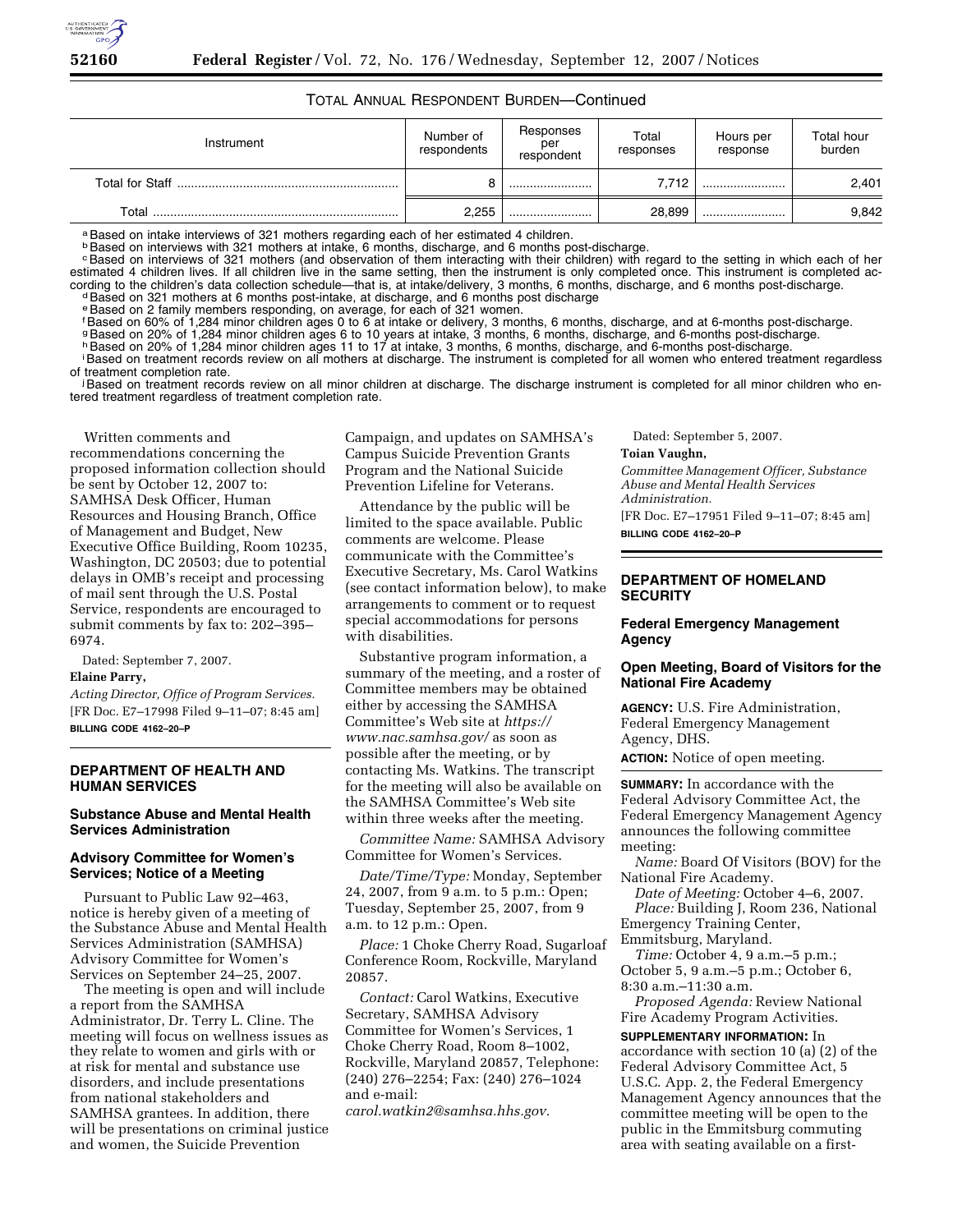TOTAL ANNUAL RESPONDENT BURDEN—Continued

| Instrument | Number of respondents | Responses per respondent | Total responses | Hours per response | Total hour burden |
|---|---|---|---|---|---|
| Total for Staff | 8 | | 7,712 | | 2,401 |
| Total | 2,255 | | 28,899 | | 9,842 |

[a] Based on intake interviews of 321 mothers regarding each of her estimated 4 children.
[b] Based on interviews with 321 mothers at intake, 6 months, discharge, and 6 months post-discharge.
[c] Based on interviews of 321 mothers (and observation of them interacting with their children) with regard to the setting in which each of her estimated 4 children lives. If all children live in the same setting, then the instrument is only completed once. This instrument is completed according to the children's data collection schedule—that is, at intake/delivery, 3 months, 6 months, discharge, and 6 months post-discharge.
[d] Based on 321 mothers at 6 months post-intake, at discharge, and 6 months post discharge
[e] Based on 2 family members responding, on average, for each of 321 women.
[f] Based on 60% of 1,284 minor children ages 0 to 6 at intake or delivery, 3 months, 6 months, discharge, and at 6-months post-discharge.
[g] Based on 20% of 1,284 minor children ages 6 to 10 years at intake, 3 months, 6 months, discharge, and 6-months post-discharge.
[h] Based on 20% of 1,284 minor children ages 11 to 17 at intake, 3 months, 6 months, discharge, and 6-months post-discharge.
[i] Based on treatment records review on all mothers at discharge. The instrument is completed for all women who entered treatment regardless of treatment completion rate.
[j] Based on treatment records review on all minor children at discharge. The discharge instrument is completed for all minor children who entered treatment regardless of treatment completion rate.

Written comments and recommendations concerning the proposed information collection should be sent by October 12, 2007 to: SAMHSA Desk Officer, Human Resources and Housing Branch, Office of Management and Budget, New Executive Office Building, Room 10235, Washington, DC 20503; due to potential delays in OMB's receipt and processing of mail sent through the U.S. Postal Service, respondents are encouraged to submit comments by fax to: 202–395–6974.

Dated: September 7, 2007.

**Elaine Parry,**

*Acting Director, Office of Program Services.*

[FR Doc. E7–17998 Filed 9–11–07; 8:45 am]

**BILLING CODE 4162–20–P**

## DEPARTMENT OF HEALTH AND HUMAN SERVICES

### Substance Abuse and Mental Health Services Administration

### Advisory Committee for Women's Services; Notice of a Meeting

Pursuant to Public Law 92–463, notice is hereby given of a meeting of the Substance Abuse and Mental Health Services Administration (SAMHSA) Advisory Committee for Women's Services on September 24–25, 2007.

The meeting is open and will include a report from the SAMHSA Administrator, Dr. Terry L. Cline. The meeting will focus on wellness issues as they relate to women and girls with or at risk for mental and substance use disorders, and include presentations from national stakeholders and SAMHSA grantees. In addition, there will be presentations on criminal justice and women, the Suicide Prevention Campaign, and updates on SAMHSA's Campus Suicide Prevention Grants Program and the National Suicide Prevention Lifeline for Veterans.

Attendance by the public will be limited to the space available. Public comments are welcome. Please communicate with the Committee's Executive Secretary, Ms. Carol Watkins (see contact information below), to make arrangements to comment or to request special accommodations for persons with disabilities.

Substantive program information, a summary of the meeting, and a roster of Committee members may be obtained either by accessing the SAMHSA Committee's Web site at *https://www.nac.samhsa.gov/* as soon as possible after the meeting, or by contacting Ms. Watkins. The transcript for the meeting will also be available on the SAMHSA Committee's Web site within three weeks after the meeting.

*Committee Name:* SAMHSA Advisory Committee for Women's Services.

*Date/Time/Type:* Monday, September 24, 2007, from 9 a.m. to 5 p.m.: Open; Tuesday, September 25, 2007, from 9 a.m. to 12 p.m.: Open.

*Place:* 1 Choke Cherry Road, Sugarloaf Conference Room, Rockville, Maryland 20857.

*Contact:* Carol Watkins, Executive Secretary, SAMHSA Advisory Committee for Women's Services, 1 Choke Cherry Road, Room 8–1002, Rockville, Maryland 20857, Telephone: (240) 276–2254; Fax: (240) 276–1024 and e-mail: *carol.watkin2@samhsa.hhs.gov.*

Dated: September 5, 2007.

**Toian Vaughn,**

*Committee Management Officer, Substance Abuse and Mental Health Services Administration.*

[FR Doc. E7–17951 Filed 9–11–07; 8:45 am]

**BILLING CODE 4162–20–P**

## DEPARTMENT OF HOMELAND SECURITY

### Federal Emergency Management Agency

### Open Meeting, Board of Visitors for the National Fire Academy

**AGENCY:** U.S. Fire Administration, Federal Emergency Management Agency, DHS.

**ACTION:** Notice of open meeting.

**SUMMARY:** In accordance with the Federal Advisory Committee Act, the Federal Emergency Management Agency announces the following committee meeting:

*Name:* Board Of Visitors (BOV) for the National Fire Academy.

*Date of Meeting:* October 4–6, 2007.

*Place:* Building J, Room 236, National Emergency Training Center, Emmitsburg, Maryland.

*Time:* October 4, 9 a.m.–5 p.m.; October 5, 9 a.m.–5 p.m.; October 6, 8:30 a.m.–11:30 a.m.

*Proposed Agenda:* Review National Fire Academy Program Activities.

**SUPPLEMENTARY INFORMATION:** In accordance with section 10 (a) (2) of the Federal Advisory Committee Act, 5 U.S.C. App. 2, the Federal Emergency Management Agency announces that the committee meeting will be open to the public in the Emmitsburg commuting area with seating available on a first-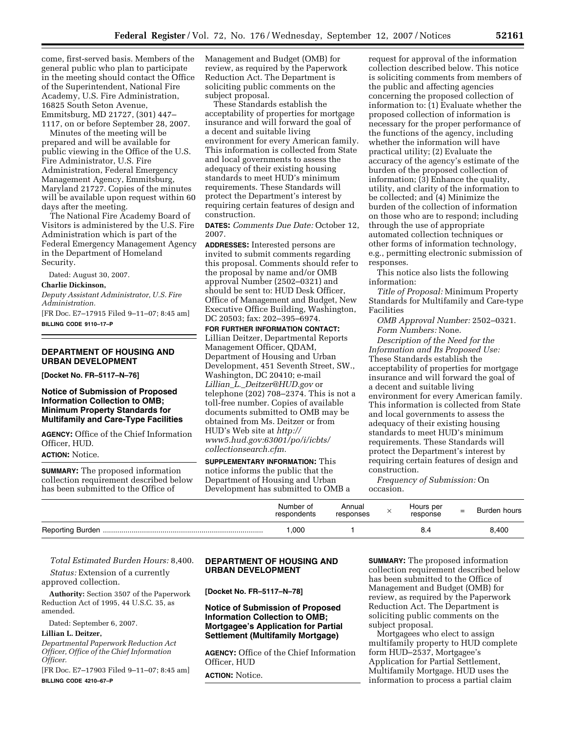come, first-served basis. Members of the general public who plan to participate in the meeting should contact the Office of the Superintendent, National Fire Academy, U.S. Fire Administration, 16825 South Seton Avenue, Emmitsburg, MD 21727, (301) 447–1117, on or before September 28, 2007.

Minutes of the meeting will be prepared and will be available for public viewing in the Office of the U.S. Fire Administrator, U.S. Fire Administration, Federal Emergency Management Agency, Emmitsburg, Maryland 21727. Copies of the minutes will be available upon request within 60 days after the meeting.

The National Fire Academy Board of Visitors is administered by the U.S. Fire Administration which is part of the Federal Emergency Management Agency in the Department of Homeland Security.

Dated: August 30, 2007.

**Charlie Dickinson,**

*Deputy Assistant Administrator, U.S. Fire Administration.*

[FR Doc. E7–17915 Filed 9–11–07; 8:45 am]

**BILLING CODE 9110–17–P**

## DEPARTMENT OF HOUSING AND URBAN DEVELOPMENT

**[Docket No. FR–5117–N–76]**

### Notice of Submission of Proposed Information Collection to OMB; Minimum Property Standards for Multifamily and Care-Type Facilities

**AGENCY:** Office of the Chief Information Officer, HUD.

**ACTION:** Notice.

**SUMMARY:** The proposed information collection requirement described below has been submitted to the Office of Management and Budget (OMB) for review, as required by the Paperwork Reduction Act. The Department is soliciting public comments on the subject proposal.

These Standards establish the acceptability of properties for mortgage insurance and will forward the goal of a decent and suitable living environment for every American family. This information is collected from State and local governments to assess the adequacy of their existing housing standards to meet HUD's minimum requirements. These Standards will protect the Department's interest by requiring certain features of design and construction.

**DATES:** *Comments Due Date:* October 12, 2007.

**ADDRESSES:** Interested persons are invited to submit comments regarding this proposal. Comments should refer to the proposal by name and/or OMB approval Number (2502–0321) and should be sent to: HUD Desk Officer, Office of Management and Budget, New Executive Office Building, Washington, DC 20503; fax: 202–395–6974.

**FOR FURTHER INFORMATION CONTACT:** Lillian Deitzer, Departmental Reports Management Officer, QDAM, Department of Housing and Urban Development, 451 Seventh Street, SW., Washington, DC 20410; e-mail *Lillian_L._Deitzer@HUD.gov* or telephone (202) 708–2374. This is not a toll-free number. Copies of available documents submitted to OMB may be obtained from Ms. Deitzer or from HUD's Web site at *http://www5.hud.gov:63001/po/i/icbts/collectionsearch.cfm.*

**SUPPLEMENTARY INFORMATION:** This notice informs the public that the Department of Housing and Urban Development has submitted to OMB a request for approval of the information collection described below. This notice is soliciting comments from members of the public and affecting agencies concerning the proposed collection of information to: (1) Evaluate whether the proposed collection of information is necessary for the proper performance of the functions of the agency, including whether the information will have practical utility; (2) Evaluate the accuracy of the agency's estimate of the burden of the proposed collection of information; (3) Enhance the quality, utility, and clarity of the information to be collected; and (4) Minimize the burden of the collection of information on those who are to respond; including through the use of appropriate automated collection techniques or other forms of information technology, e.g., permitting electronic submission of responses.

This notice also lists the following information:

*Title of Proposal:* Minimum Property Standards for Multifamily and Care-type Facilities

*OMB Approval Number:* 2502–0321.

*Form Numbers:* None.

*Description of the Need for the Information and Its Proposed Use:* These Standards establish the acceptability of properties for mortgage insurance and will forward the goal of a decent and suitable living environment for every American family. This information is collected from State and local governments to assess the adequacy of their existing housing standards to meet HUD's minimum requirements. These Standards will protect the Department's interest by requiring certain features of design and construction.

*Frequency of Submission:* On occasion.

| | Number of respondents | Annual responses | × | Hours per response | = | Burden hours |
|---|---|---|---|---|---|---|
| Reporting Burden | 1,000 | 1 | | 8.4 | | 8,400 |

*Total Estimated Burden Hours:* 8,400.

*Status:* Extension of a currently approved collection.

**Authority:** Section 3507 of the Paperwork Reduction Act of 1995, 44 U.S.C. 35, as amended.

Dated: September 6, 2007.

**Lillian L. Deitzer,**

*Departmental Paperwork Reduction Act Officer, Office of the Chief Information Officer.*

[FR Doc. E7–17903 Filed 9–11–07; 8:45 am]

**BILLING CODE 4210–67–P**

## DEPARTMENT OF HOUSING AND URBAN DEVELOPMENT

**[Docket No. FR–5117–N–78]**

### Notice of Submission of Proposed Information Collection to OMB; Mortgagee's Application for Partial Settlement (Multifamily Mortgage)

**AGENCY:** Office of the Chief Information Officer, HUD

**ACTION:** Notice.

**SUMMARY:** The proposed information collection requirement described below has been submitted to the Office of Management and Budget (OMB) for review, as required by the Paperwork Reduction Act. The Department is soliciting public comments on the subject proposal.

Mortgagees who elect to assign multifamily property to HUD complete form HUD–2537, Mortgagee's Application for Partial Settlement, Multifamily Mortgage. HUD uses the information to process a partial claim